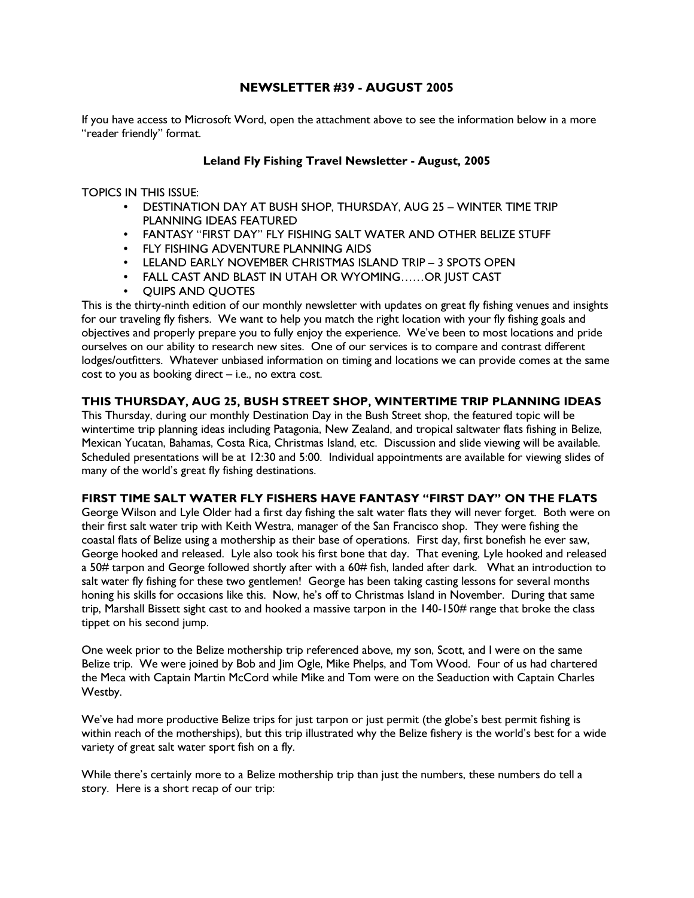# NEWSLETTER #39 - AUGUST 2005

If you have access to Microsoft Word, open the attachment above to see the information below in a more "reader friendly" format.

## Leland Fly Fishing Travel Newsletter - August, 2005

TOPICS IN THIS ISSUE:

- DESTINATION DAY AT BUSH SHOP, THURSDAY, AUG 25 – WINTER TIME TRIP PLANNING IDEAS FEATURED
- FANTASY "FIRST DAY" FLY FISHING SALT WATER AND OTHER BELIZE STUFF
- FLY FISHING ADVENTURE PLANNING AIDS
- LELAND EARLY NOVEMBER CHRISTMAS ISLAND TRIP – 3 SPOTS OPEN
- FALL CAST AND BLAST IN UTAH OR WYOMING……OR JUST CAST
- QUIPS AND QUOTES

This is the thirty-ninth edition of our monthly newsletter with updates on great fly fishing venues and insights for our traveling fly fishers. We want to help you match the right location with your fly fishing goals and objectives and properly prepare you to fully enjoy the experience. We've been to most locations and pride ourselves on our ability to research new sites. One of our services is to compare and contrast different lodges/outfitters. Whatever unbiased information on timing and locations we can provide comes at the same cost to you as booking direct – i.e., no extra cost.

### THIS THURSDAY, AUG 25, BUSH STREET SHOP, WINTERTIME TRIP PLANNING IDEAS

This Thursday, during our monthly Destination Day in the Bush Street shop, the featured topic will be wintertime trip planning ideas including Patagonia, New Zealand, and tropical saltwater flats fishing in Belize, Mexican Yucatan, Bahamas, Costa Rica, Christmas Island, etc. Discussion and slide viewing will be available. Scheduled presentations will be at 12:30 and 5:00. Individual appointments are available for viewing slides of many of the world's great fly fishing destinations.

### FIRST TIME SALT WATER FLY FISHERS HAVE FANTASY "FIRST DAY" ON THE FLATS

George Wilson and Lyle Older had a first day fishing the salt water flats they will never forget. Both were on their first salt water trip with Keith Westra, manager of the San Francisco shop. They were fishing the coastal flats of Belize using a mothership as their base of operations. First day, first bonefish he ever saw, George hooked and released. Lyle also took his first bone that day. That evening, Lyle hooked and released a 50# tarpon and George followed shortly after with a 60# fish, landed after dark. What an introduction to salt water fly fishing for these two gentlemen! George has been taking casting lessons for several months honing his skills for occasions like this. Now, he's off to Christmas Island in November. During that same trip, Marshall Bissett sight cast to and hooked a massive tarpon in the 140-150# range that broke the class tippet on his second jump.

One week prior to the Belize mothership trip referenced above, my son, Scott, and I were on the same Belize trip. We were joined by Bob and Jim Ogle, Mike Phelps, and Tom Wood. Four of us had chartered the Meca with Captain Martin McCord while Mike and Tom were on the Seaduction with Captain Charles Westby.

We've had more productive Belize trips for just tarpon or just permit (the globe's best permit fishing is within reach of the motherships), but this trip illustrated why the Belize fishery is the world's best for a wide variety of great salt water sport fish on a fly.

While there's certainly more to a Belize mothership trip than just the numbers, these numbers do tell a story. Here is a short recap of our trip: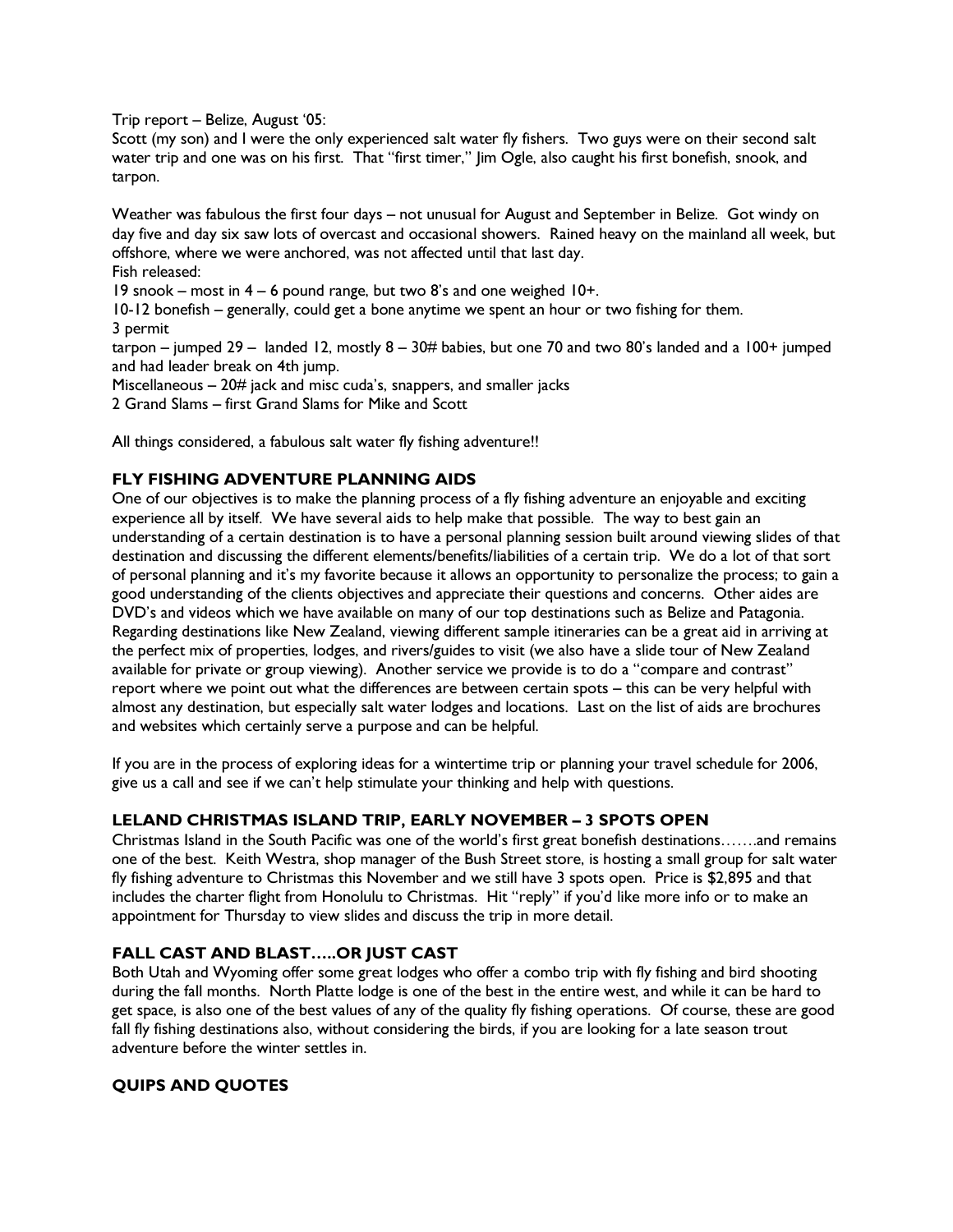Trip report – Belize, August '05:
Scott (my son) and I were the only experienced salt water fly fishers. Two guys were on their second salt water trip and one was on his first. That "first timer," Jim Ogle, also caught his first bonefish, snook, and tarpon.

Weather was fabulous the first four days – not unusual for August and September in Belize. Got windy on day five and day six saw lots of overcast and occasional showers. Rained heavy on the mainland all week, but offshore, where we were anchored, was not affected until that last day.
Fish released:
19 snook – most in 4 – 6 pound range, but two 8's and one weighed 10+.
10-12 bonefish – generally, could get a bone anytime we spent an hour or two fishing for them.
3 permit
tarpon – jumped 29 – landed 12, mostly 8 – 30# babies, but one 70 and two 80's landed and a 100+ jumped and had leader break on 4th jump.
Miscellaneous – 20# jack and misc cuda's, snappers, and smaller jacks
2 Grand Slams – first Grand Slams for Mike and Scott

All things considered, a fabulous salt water fly fishing adventure!!

### FLY FISHING ADVENTURE PLANNING AIDS

One of our objectives is to make the planning process of a fly fishing adventure an enjoyable and exciting experience all by itself. We have several aids to help make that possible. The way to best gain an understanding of a certain destination is to have a personal planning session built around viewing slides of that destination and discussing the different elements/benefits/liabilities of a certain trip. We do a lot of that sort of personal planning and it's my favorite because it allows an opportunity to personalize the process; to gain a good understanding of the clients objectives and appreciate their questions and concerns. Other aides are DVD's and videos which we have available on many of our top destinations such as Belize and Patagonia. Regarding destinations like New Zealand, viewing different sample itineraries can be a great aid in arriving at the perfect mix of properties, lodges, and rivers/guides to visit (we also have a slide tour of New Zealand available for private or group viewing). Another service we provide is to do a "compare and contrast" report where we point out what the differences are between certain spots – this can be very helpful with almost any destination, but especially salt water lodges and locations. Last on the list of aids are brochures and websites which certainly serve a purpose and can be helpful.

If you are in the process of exploring ideas for a wintertime trip or planning your travel schedule for 2006, give us a call and see if we can't help stimulate your thinking and help with questions.

### LELAND CHRISTMAS ISLAND TRIP, EARLY NOVEMBER – 3 SPOTS OPEN

Christmas Island in the South Pacific was one of the world's first great bonefish destinations…….and remains one of the best. Keith Westra, shop manager of the Bush Street store, is hosting a small group for salt water fly fishing adventure to Christmas this November and we still have 3 spots open. Price is $2,895 and that includes the charter flight from Honolulu to Christmas. Hit "reply" if you'd like more info or to make an appointment for Thursday to view slides and discuss the trip in more detail.

### FALL CAST AND BLAST…..OR JUST CAST

Both Utah and Wyoming offer some great lodges who offer a combo trip with fly fishing and bird shooting during the fall months. North Platte lodge is one of the best in the entire west, and while it can be hard to get space, is also one of the best values of any of the quality fly fishing operations. Of course, these are good fall fly fishing destinations also, without considering the birds, if you are looking for a late season trout adventure before the winter settles in.

### QUIPS AND QUOTES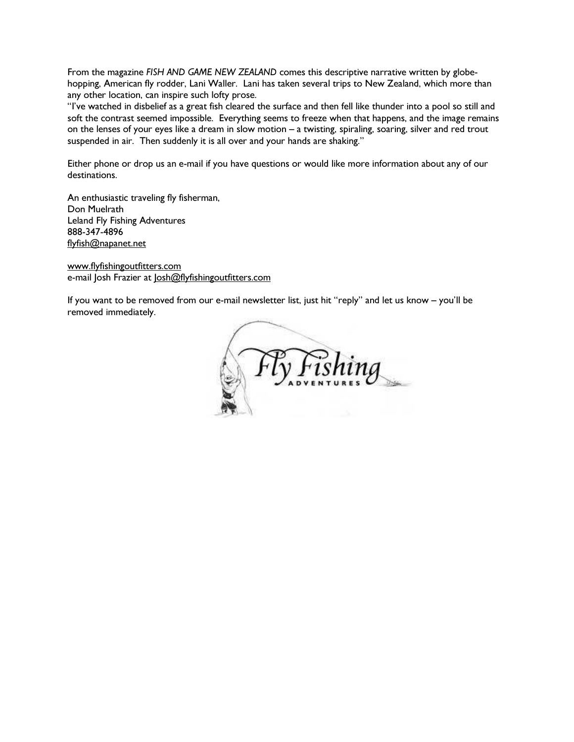From the magazine *FISH AND GAME NEW ZEALAND* comes this descriptive narrative written by globe-hopping, American fly rodder, Lani Waller. Lani has taken several trips to New Zealand, which more than any other location, can inspire such lofty prose.

"I've watched in disbelief as a great fish cleared the surface and then fell like thunder into a pool so still and soft the contrast seemed impossible. Everything seems to freeze when that happens, and the image remains on the lenses of your eyes like a dream in slow motion – a twisting, spiraling, soaring, silver and red trout suspended in air. Then suddenly it is all over and your hands are shaking."

Either phone or drop us an e-mail if you have questions or would like more information about any of our destinations.

An enthusiastic traveling fly fisherman,
Don Muelrath
Leland Fly Fishing Adventures
888-347-4896
flyfish@napanet.net

www.flyfishingoutfitters.com
e-mail Josh Frazier at Josh@flyfishingoutfitters.com

If you want to be removed from our e-mail newsletter list, just hit "reply" and let us know – you'll be removed immediately.

Fly Fishing
ADVENTURES